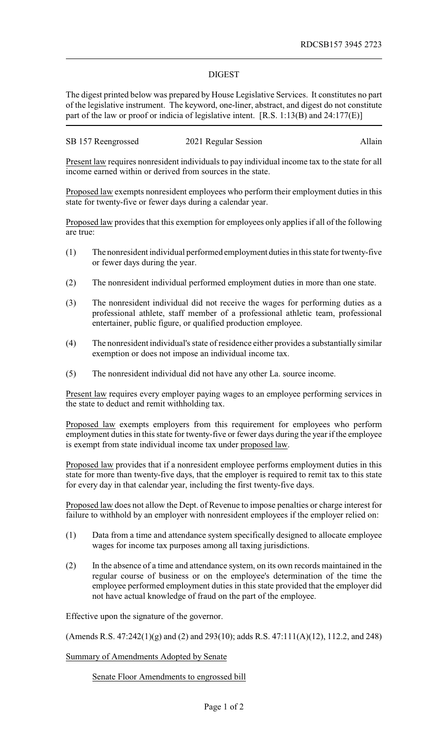RDCSB157 3945 2723

## DIGEST

The digest printed below was prepared by House Legislative Services. It constitutes no part of the legislative instrument. The keyword, one-liner, abstract, and digest do not constitute part of the law or proof or indicia of legislative intent. [R.S. 1:13(B) and 24:177(E)]

SB 157 Reengrossed 2021 Regular Session Allain

Present law requires nonresident individuals to pay individual income tax to the state for all income earned within or derived from sources in the state.

Proposed law exempts nonresident employees who perform their employment duties in this state for twenty-five or fewer days during a calendar year.

Proposed law provides that this exemption for employees only applies if all of the following are true:

(1) The nonresident individual performed employment duties in this state for twenty-five or fewer days during the year.

(2) The nonresident individual performed employment duties in more than one state.

(3) The nonresident individual did not receive the wages for performing duties as a professional athlete, staff member of a professional athletic team, professional entertainer, public figure, or qualified production employee.

(4) The nonresident individual's state of residence either provides a substantially similar exemption or does not impose an individual income tax.

(5) The nonresident individual did not have any other La. source income.

Present law requires every employer paying wages to an employee performing services in the state to deduct and remit withholding tax.

Proposed law exempts employers from this requirement for employees who perform employment duties in this state for twenty-five or fewer days during the year if the employee is exempt from state individual income tax under proposed law.

Proposed law provides that if a nonresident employee performs employment duties in this state for more than twenty-five days, that the employer is required to remit tax to this state for every day in that calendar year, including the first twenty-five days.

Proposed law does not allow the Dept. of Revenue to impose penalties or charge interest for failure to withhold by an employer with nonresident employees if the employer relied on:

(1) Data from a time and attendance system specifically designed to allocate employee wages for income tax purposes among all taxing jurisdictions.

(2) In the absence of a time and attendance system, on its own records maintained in the regular course of business or on the employee's determination of the time the employee performed employment duties in this state provided that the employer did not have actual knowledge of fraud on the part of the employee.

Effective upon the signature of the governor.

(Amends R.S. 47:242(1)(g) and (2) and 293(10); adds R.S. 47:111(A)(12), 112.2, and 248)

Summary of Amendments Adopted by Senate

Senate Floor Amendments to engrossed bill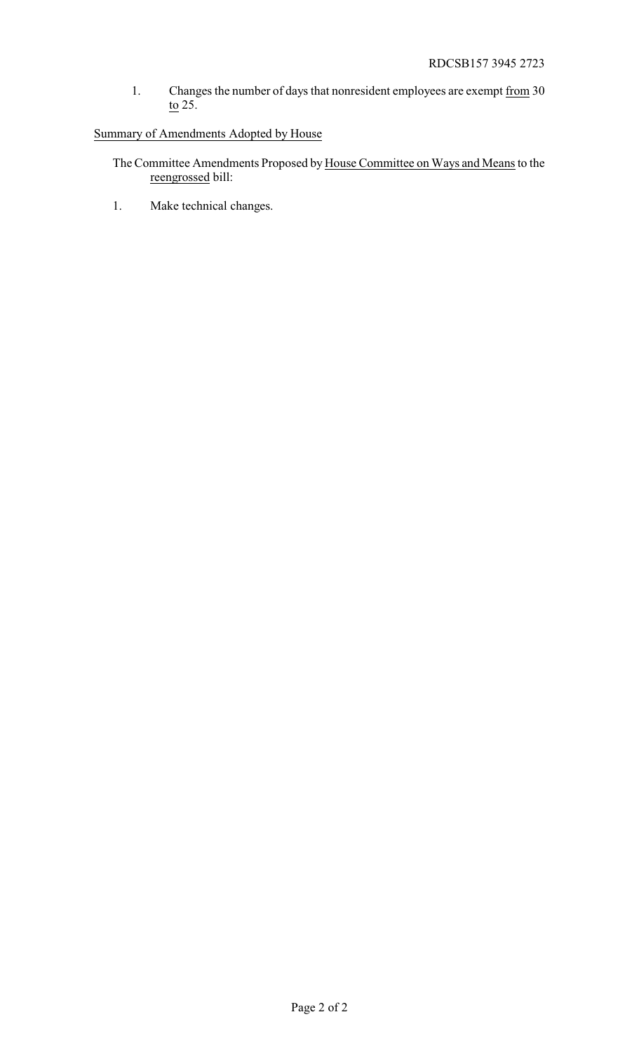1. Changes the number of days that nonresident employees are exempt from 30 to 25.

Summary of Amendments Adopted by House

The Committee Amendments Proposed by House Committee on Ways and Means to the reengrossed bill:

1. Make technical changes.